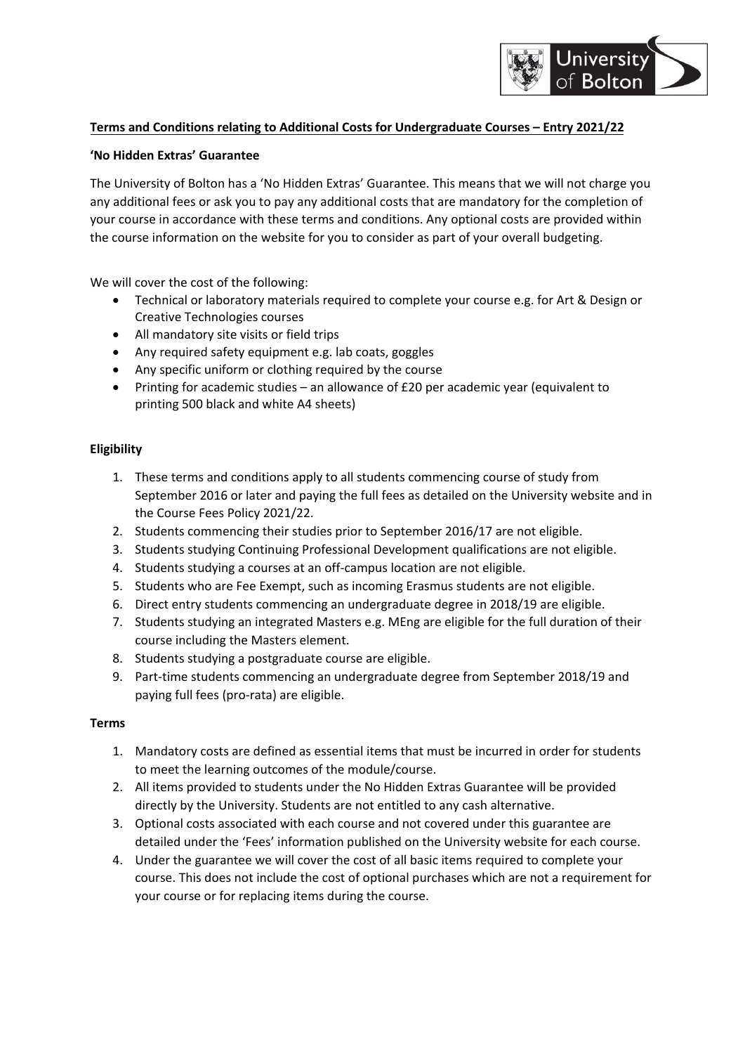**Terms and Conditions relating to Additional Costs for Undergraduate Courses – Entry 2021/22**

**'No Hidden Extras' Guarantee**

The University of Bolton has a 'No Hidden Extras' Guarantee. This means that we will not charge you any additional fees or ask you to pay any additional costs that are mandatory for the completion of your course in accordance with these terms and conditions. Any optional costs are provided within the course information on the website for you to consider as part of your overall budgeting.

We will cover the cost of the following:

- Technical or laboratory materials required to complete your course e.g. for Art & Design or Creative Technologies courses
- All mandatory site visits or field trips
- Any required safety equipment e.g. lab coats, goggles
- Any specific uniform or clothing required by the course
- Printing for academic studies – an allowance of £20 per academic year (equivalent to printing 500 black and white A4 sheets)

**Eligibility**

1. These terms and conditions apply to all students commencing course of study from September 2016 or later and paying the full fees as detailed on the University website and in the Course Fees Policy 2021/22.
2. Students commencing their studies prior to September 2016/17 are not eligible.
3. Students studying Continuing Professional Development qualifications are not eligible.
4. Students studying a courses at an off-campus location are not eligible.
5. Students who are Fee Exempt, such as incoming Erasmus students are not eligible.
6. Direct entry students commencing an undergraduate degree in 2018/19 are eligible.
7. Students studying an integrated Masters e.g. MEng are eligible for the full duration of their course including the Masters element.
8. Students studying a postgraduate course are eligible.
9. Part-time students commencing an undergraduate degree from September 2018/19 and paying full fees (pro-rata) are eligible.

**Terms**

1. Mandatory costs are defined as essential items that must be incurred in order for students to meet the learning outcomes of the module/course.
2. All items provided to students under the No Hidden Extras Guarantee will be provided directly by the University. Students are not entitled to any cash alternative.
3. Optional costs associated with each course and not covered under this guarantee are detailed under the 'Fees' information published on the University website for each course.
4. Under the guarantee we will cover the cost of all basic items required to complete your course. This does not include the cost of optional purchases which are not a requirement for your course or for replacing items during the course.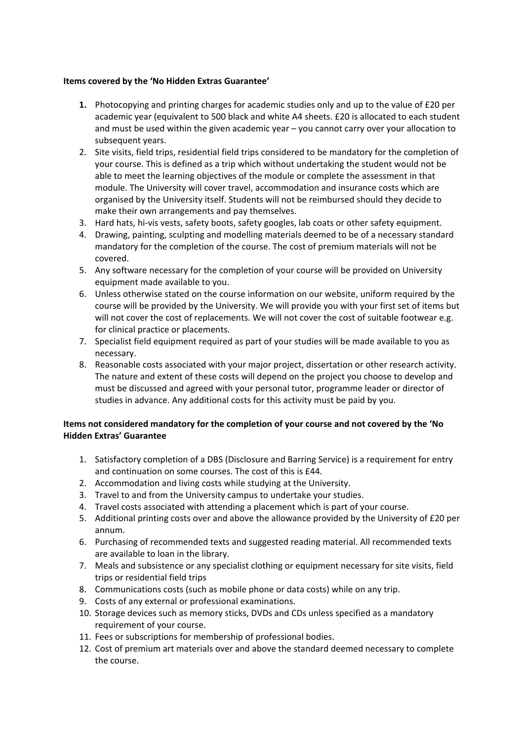**Items covered by the 'No Hidden Extras Guarantee'**

1. Photocopying and printing charges for academic studies only and up to the value of £20 per academic year (equivalent to 500 black and white A4 sheets. £20 is allocated to each student and must be used within the given academic year – you cannot carry over your allocation to subsequent years.
2. Site visits, field trips, residential field trips considered to be mandatory for the completion of your course. This is defined as a trip which without undertaking the student would not be able to meet the learning objectives of the module or complete the assessment in that module. The University will cover travel, accommodation and insurance costs which are organised by the University itself. Students will not be reimbursed should they decide to make their own arrangements and pay themselves.
3. Hard hats, hi-vis vests, safety boots, safety googles, lab coats or other safety equipment.
4. Drawing, painting, sculpting and modelling materials deemed to be of a necessary standard mandatory for the completion of the course. The cost of premium materials will not be covered.
5. Any software necessary for the completion of your course will be provided on University equipment made available to you.
6. Unless otherwise stated on the course information on our website, uniform required by the course will be provided by the University. We will provide you with your first set of items but will not cover the cost of replacements. We will not cover the cost of suitable footwear e.g. for clinical practice or placements.
7. Specialist field equipment required as part of your studies will be made available to you as necessary.
8. Reasonable costs associated with your major project, dissertation or other research activity. The nature and extent of these costs will depend on the project you choose to develop and must be discussed and agreed with your personal tutor, programme leader or director of studies in advance. Any additional costs for this activity must be paid by you.

**Items not considered mandatory for the completion of your course and not covered by the 'No Hidden Extras' Guarantee**

1. Satisfactory completion of a DBS (Disclosure and Barring Service) is a requirement for entry and continuation on some courses. The cost of this is £44.
2. Accommodation and living costs while studying at the University.
3. Travel to and from the University campus to undertake your studies.
4. Travel costs associated with attending a placement which is part of your course.
5. Additional printing costs over and above the allowance provided by the University of £20 per annum.
6. Purchasing of recommended texts and suggested reading material. All recommended texts are available to loan in the library.
7. Meals and subsistence or any specialist clothing or equipment necessary for site visits, field trips or residential field trips
8. Communications costs (such as mobile phone or data costs) while on any trip.
9. Costs of any external or professional examinations.
10. Storage devices such as memory sticks, DVDs and CDs unless specified as a mandatory requirement of your course.
11. Fees or subscriptions for membership of professional bodies.
12. Cost of premium art materials over and above the standard deemed necessary to complete the course.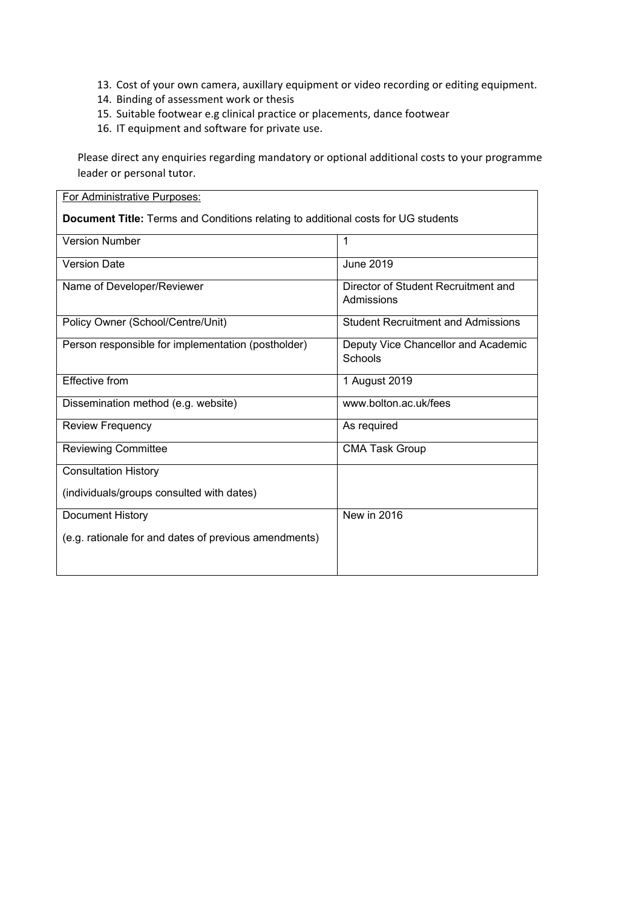13. Cost of your own camera, auxillary equipment or video recording or editing equipment.
14. Binding of assessment work or thesis
15. Suitable footwear e.g clinical practice or placements, dance footwear
16. IT equipment and software for private use.

Please direct any enquiries regarding mandatory or optional additional costs to your programme leader or personal tutor.

| For Administrative Purposes:<br><br>**Document Title:** Terms and Conditions relating to additional costs for UG students | |
|---|---|
| Version Number | 1 |
| Version Date | June 2019 |
| Name of Developer/Reviewer | Director of Student Recruitment and Admissions |
| Policy Owner (School/Centre/Unit) | Student Recruitment and Admissions |
| Person responsible for implementation (postholder) | Deputy Vice Chancellor and Academic Schools |
| Effective from | 1 August 2019 |
| Dissemination method (e.g. website) | www.bolton.ac.uk/fees |
| Review Frequency | As required |
| Reviewing Committee | CMA Task Group |
| Consultation History<br><br>(individuals/groups consulted with dates) | |
| Document History<br><br>(e.g. rationale for and dates of previous amendments) | New in 2016 |